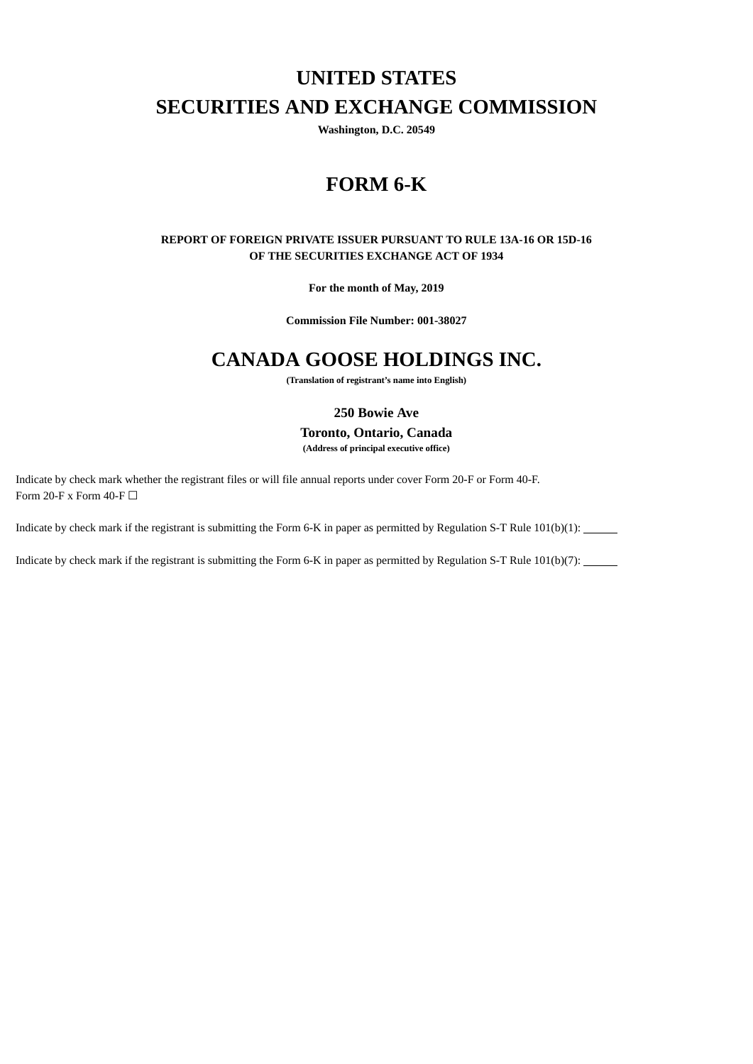# UNITED STATES
# SECURITIES AND EXCHANGE COMMISSION

**Washington, D.C. 20549**

# FORM 6-K

**REPORT OF FOREIGN PRIVATE ISSUER PURSUANT TO RULE 13A-16 OR 15D-16**
**OF THE SECURITIES EXCHANGE ACT OF 1934**

**For the month of May, 2019**

**Commission File Number: 001-38027**

# CANADA GOOSE HOLDINGS INC.

**(Translation of registrant's name into English)**

**250 Bowie Ave**
**Toronto, Ontario, Canada**
**(Address of principal executive office)**

Indicate by check mark whether the registrant files or will file annual reports under cover Form 20-F or Form 40-F.
Form 20-F x Form 40-F ☐

Indicate by check mark if the registrant is submitting the Form 6-K in paper as permitted by Regulation S-T Rule 101(b)(1): ______

Indicate by check mark if the registrant is submitting the Form 6-K in paper as permitted by Regulation S-T Rule 101(b)(7): ______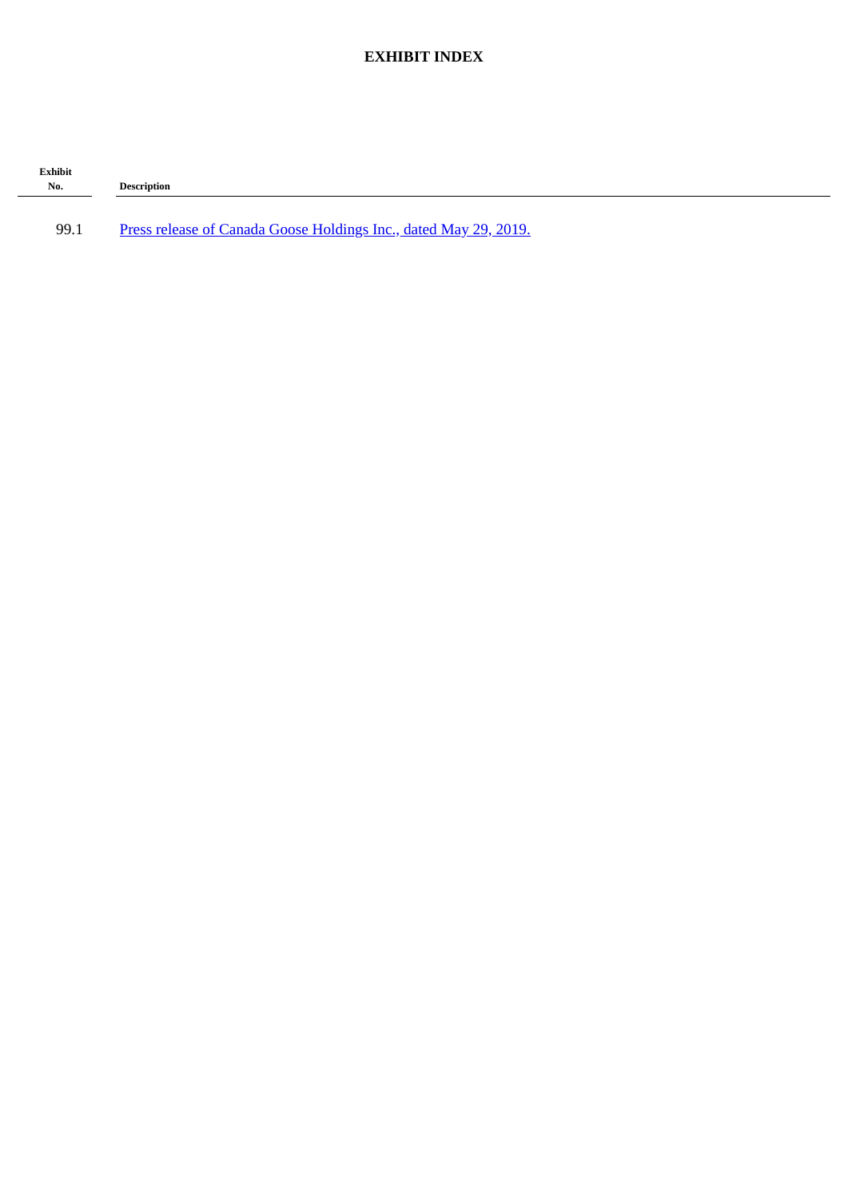**EXHIBIT INDEX**

| Exhibit No. | Description |
| --- | --- |
| 99.1 | Press release of Canada Goose Holdings Inc., dated May 29, 2019. |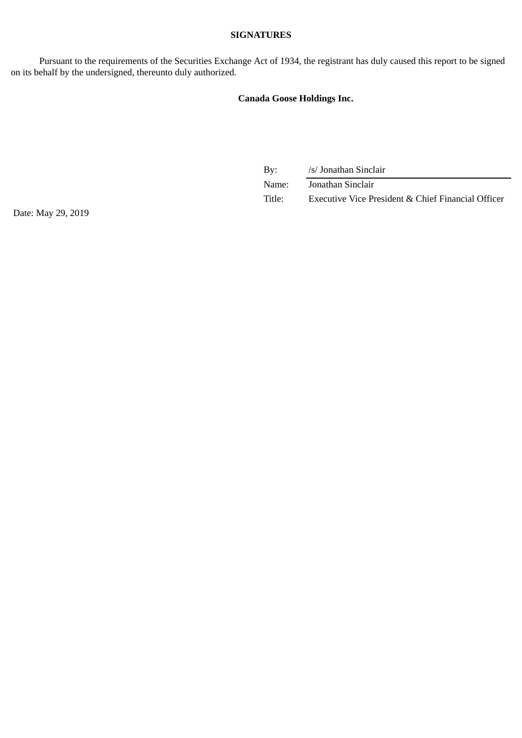**SIGNATURES**

Pursuant to the requirements of the Securities Exchange Act of 1934, the registrant has duly caused this report to be signed on its behalf by the undersigned, thereunto duly authorized.

**Canada Goose Holdings Inc.**

| | |
|---|---|
| By: | /s/ Jonathan Sinclair |
| Name: | Jonathan Sinclair |
| Title: | Executive Vice President & Chief Financial Officer |

Date: May 29, 2019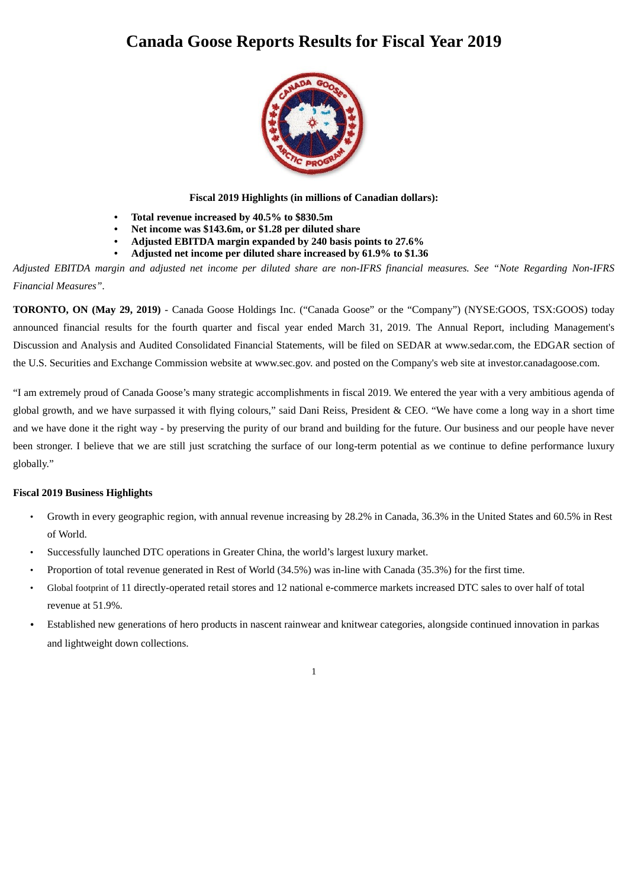# Canada Goose Reports Results for Fiscal Year 2019

**Fiscal 2019 Highlights (in millions of Canadian dollars):**

- **Total revenue increased by 40.5% to $830.5m**
- **Net income was $143.6m, or $1.28 per diluted share**
- **Adjusted EBITDA margin expanded by 240 basis points to 27.6%**
- **Adjusted net income per diluted share increased by 61.9% to $1.36**

*Adjusted EBITDA margin and adjusted net income per diluted share are non-IFRS financial measures. See "Note Regarding Non-IFRS Financial Measures".*

**TORONTO, ON (May 29, 2019)** - Canada Goose Holdings Inc. ("Canada Goose" or the "Company") (NYSE:GOOS, TSX:GOOS) today announced financial results for the fourth quarter and fiscal year ended March 31, 2019. The Annual Report, including Management's Discussion and Analysis and Audited Consolidated Financial Statements, will be filed on SEDAR at www.sedar.com, the EDGAR section of the U.S. Securities and Exchange Commission website at www.sec.gov. and posted on the Company's web site at investor.canadagoose.com.

"I am extremely proud of Canada Goose's many strategic accomplishments in fiscal 2019. We entered the year with a very ambitious agenda of global growth, and we have surpassed it with flying colours," said Dani Reiss, President & CEO. "We have come a long way in a short time and we have done it the right way - by preserving the purity of our brand and building for the future. Our business and our people have never been stronger. I believe that we are still just scratching the surface of our long-term potential as we continue to define performance luxury globally."

**Fiscal 2019 Business Highlights**

- Growth in every geographic region, with annual revenue increasing by 28.2% in Canada, 36.3% in the United States and 60.5% in Rest of World.
- Successfully launched DTC operations in Greater China, the world's largest luxury market.
- Proportion of total revenue generated in Rest of World (34.5%) was in-line with Canada (35.3%) for the first time.
- Global footprint of 11 directly-operated retail stores and 12 national e-commerce markets increased DTC sales to over half of total revenue at 51.9%.
- Established new generations of hero products in nascent rainwear and knitwear categories, alongside continued innovation in parkas and lightweight down collections.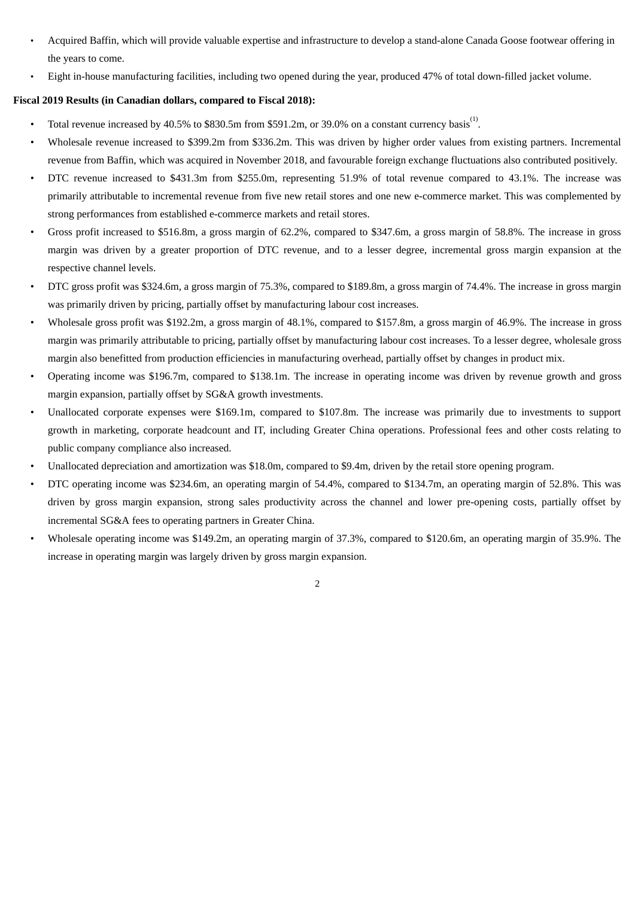- Acquired Baffin, which will provide valuable expertise and infrastructure to develop a stand-alone Canada Goose footwear offering in the years to come.
- Eight in-house manufacturing facilities, including two opened during the year, produced 47% of total down-filled jacket volume.

**Fiscal 2019 Results (in Canadian dollars, compared to Fiscal 2018):**

- Total revenue increased by 40.5% to $830.5m from $591.2m, or 39.0% on a constant currency basis[(1)].
- Wholesale revenue increased to $399.2m from $336.2m. This was driven by higher order values from existing partners. Incremental revenue from Baffin, which was acquired in November 2018, and favourable foreign exchange fluctuations also contributed positively.
- DTC revenue increased to $431.3m from $255.0m, representing 51.9% of total revenue compared to 43.1%. The increase was primarily attributable to incremental revenue from five new retail stores and one new e-commerce market. This was complemented by strong performances from established e-commerce markets and retail stores.
- Gross profit increased to $516.8m, a gross margin of 62.2%, compared to $347.6m, a gross margin of 58.8%. The increase in gross margin was driven by a greater proportion of DTC revenue, and to a lesser degree, incremental gross margin expansion at the respective channel levels.
- DTC gross profit was $324.6m, a gross margin of 75.3%, compared to $189.8m, a gross margin of 74.4%. The increase in gross margin was primarily driven by pricing, partially offset by manufacturing labour cost increases.
- Wholesale gross profit was $192.2m, a gross margin of 48.1%, compared to $157.8m, a gross margin of 46.9%. The increase in gross margin was primarily attributable to pricing, partially offset by manufacturing labour cost increases. To a lesser degree, wholesale gross margin also benefitted from production efficiencies in manufacturing overhead, partially offset by changes in product mix.
- Operating income was $196.7m, compared to $138.1m. The increase in operating income was driven by revenue growth and gross margin expansion, partially offset by SG&A growth investments.
- Unallocated corporate expenses were $169.1m, compared to $107.8m. The increase was primarily due to investments to support growth in marketing, corporate headcount and IT, including Greater China operations. Professional fees and other costs relating to public company compliance also increased.
- Unallocated depreciation and amortization was $18.0m, compared to $9.4m, driven by the retail store opening program.
- DTC operating income was $234.6m, an operating margin of 54.4%, compared to $134.7m, an operating margin of 52.8%. This was driven by gross margin expansion, strong sales productivity across the channel and lower pre-opening costs, partially offset by incremental SG&A fees to operating partners in Greater China.
- Wholesale operating income was $149.2m, an operating margin of 37.3%, compared to $120.6m, an operating margin of 35.9%. The increase in operating margin was largely driven by gross margin expansion.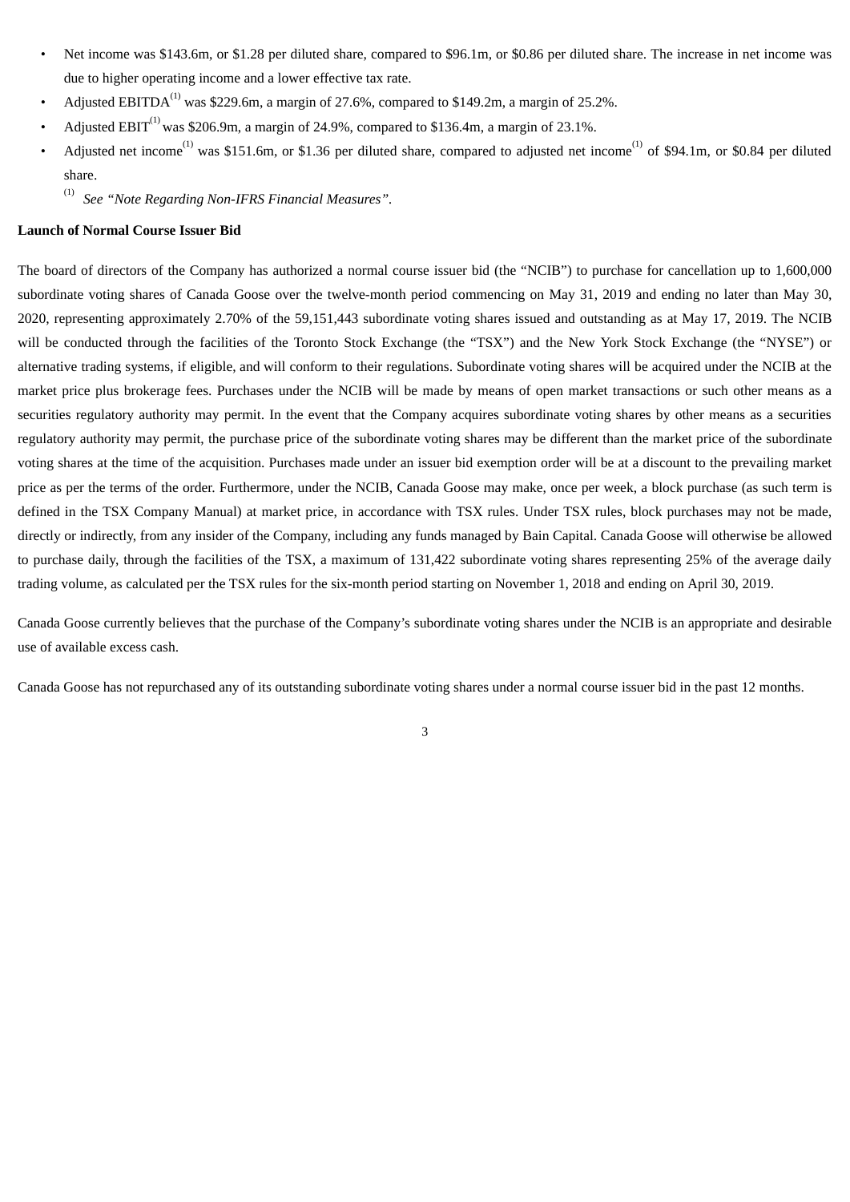- Net income was $143.6m, or $1.28 per diluted share, compared to $96.1m, or $0.86 per diluted share. The increase in net income was due to higher operating income and a lower effective tax rate.
- Adjusted EBITDA[(1)] was $229.6m, a margin of 27.6%, compared to $149.2m, a margin of 25.2%.
- Adjusted EBIT[(1)] was $206.9m, a margin of 24.9%, compared to $136.4m, a margin of 23.1%.
- Adjusted net income[(1)] was $151.6m, or $1.36 per diluted share, compared to adjusted net income[(1)] of $94.1m, or $0.84 per diluted share.

  (1) *See "Note Regarding Non-IFRS Financial Measures".*

**Launch of Normal Course Issuer Bid**

The board of directors of the Company has authorized a normal course issuer bid (the "NCIB") to purchase for cancellation up to 1,600,000 subordinate voting shares of Canada Goose over the twelve-month period commencing on May 31, 2019 and ending no later than May 30, 2020, representing approximately 2.70% of the 59,151,443 subordinate voting shares issued and outstanding as at May 17, 2019. The NCIB will be conducted through the facilities of the Toronto Stock Exchange (the "TSX") and the New York Stock Exchange (the "NYSE") or alternative trading systems, if eligible, and will conform to their regulations. Subordinate voting shares will be acquired under the NCIB at the market price plus brokerage fees. Purchases under the NCIB will be made by means of open market transactions or such other means as a securities regulatory authority may permit. In the event that the Company acquires subordinate voting shares by other means as a securities regulatory authority may permit, the purchase price of the subordinate voting shares may be different than the market price of the subordinate voting shares at the time of the acquisition. Purchases made under an issuer bid exemption order will be at a discount to the prevailing market price as per the terms of the order. Furthermore, under the NCIB, Canada Goose may make, once per week, a block purchase (as such term is defined in the TSX Company Manual) at market price, in accordance with TSX rules. Under TSX rules, block purchases may not be made, directly or indirectly, from any insider of the Company, including any funds managed by Bain Capital. Canada Goose will otherwise be allowed to purchase daily, through the facilities of the TSX, a maximum of 131,422 subordinate voting shares representing 25% of the average daily trading volume, as calculated per the TSX rules for the six-month period starting on November 1, 2018 and ending on April 30, 2019.

Canada Goose currently believes that the purchase of the Company's subordinate voting shares under the NCIB is an appropriate and desirable use of available excess cash.

Canada Goose has not repurchased any of its outstanding subordinate voting shares under a normal course issuer bid in the past 12 months.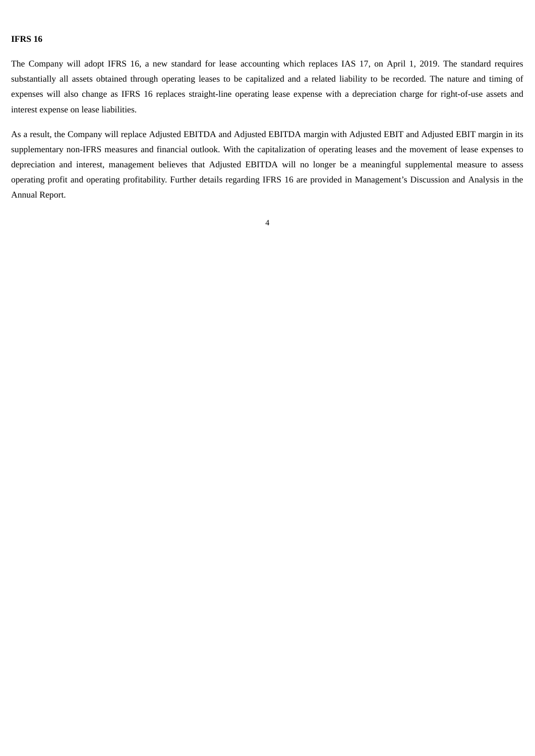**IFRS 16**

The Company will adopt IFRS 16, a new standard for lease accounting which replaces IAS 17, on April 1, 2019. The standard requires substantially all assets obtained through operating leases to be capitalized and a related liability to be recorded. The nature and timing of expenses will also change as IFRS 16 replaces straight-line operating lease expense with a depreciation charge for right-of-use assets and interest expense on lease liabilities.

As a result, the Company will replace Adjusted EBITDA and Adjusted EBITDA margin with Adjusted EBIT and Adjusted EBIT margin in its supplementary non-IFRS measures and financial outlook. With the capitalization of operating leases and the movement of lease expenses to depreciation and interest, management believes that Adjusted EBITDA will no longer be a meaningful supplemental measure to assess operating profit and operating profitability. Further details regarding IFRS 16 are provided in Management's Discussion and Analysis in the Annual Report.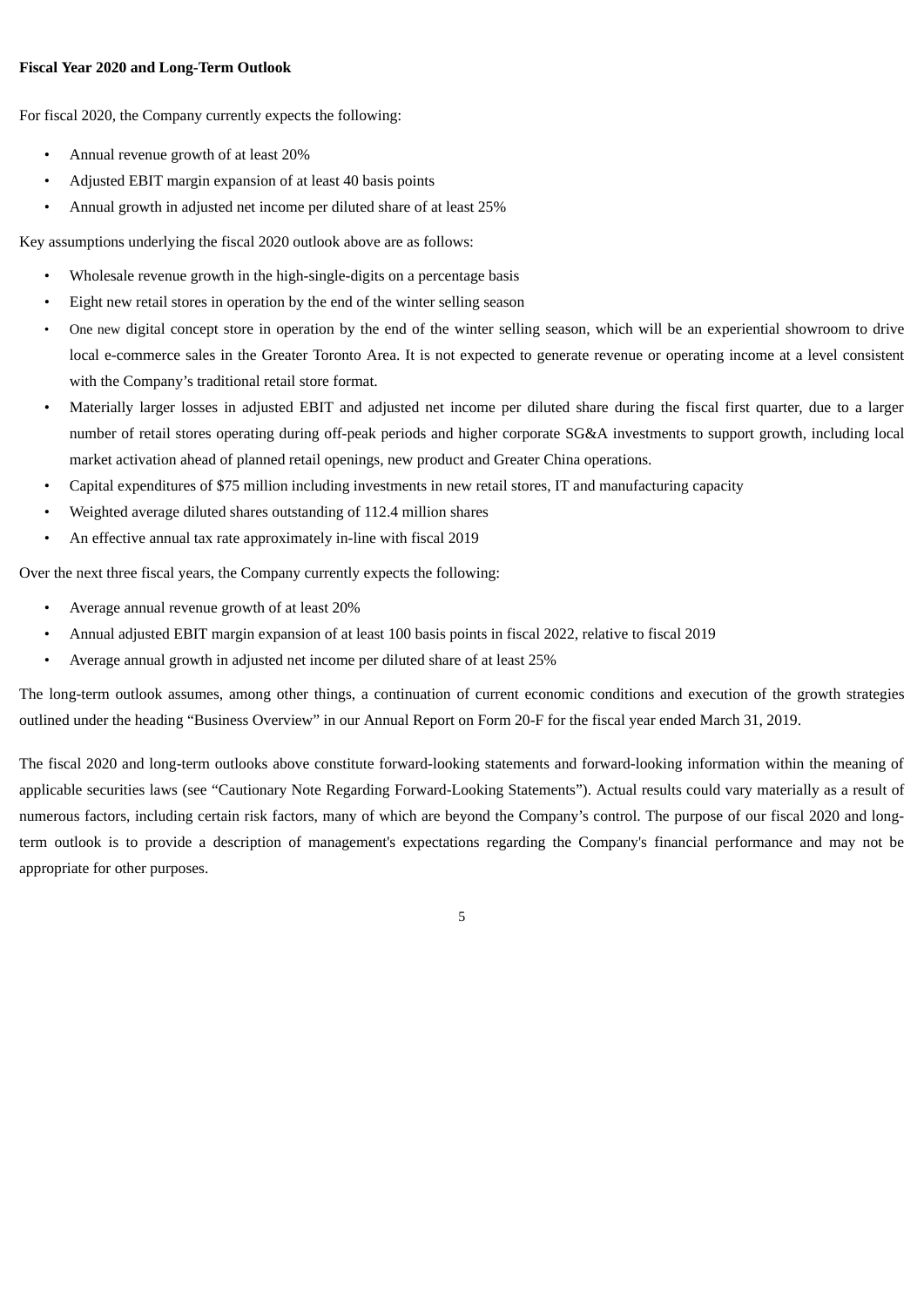**Fiscal Year 2020 and Long-Term Outlook**

For fiscal 2020, the Company currently expects the following:

- Annual revenue growth of at least 20%
- Adjusted EBIT margin expansion of at least 40 basis points
- Annual growth in adjusted net income per diluted share of at least 25%

Key assumptions underlying the fiscal 2020 outlook above are as follows:

- Wholesale revenue growth in the high-single-digits on a percentage basis
- Eight new retail stores in operation by the end of the winter selling season
- One new digital concept store in operation by the end of the winter selling season, which will be an experiential showroom to drive local e-commerce sales in the Greater Toronto Area. It is not expected to generate revenue or operating income at a level consistent with the Company's traditional retail store format.
- Materially larger losses in adjusted EBIT and adjusted net income per diluted share during the fiscal first quarter, due to a larger number of retail stores operating during off-peak periods and higher corporate SG&A investments to support growth, including local market activation ahead of planned retail openings, new product and Greater China operations.
- Capital expenditures of $75 million including investments in new retail stores, IT and manufacturing capacity
- Weighted average diluted shares outstanding of 112.4 million shares
- An effective annual tax rate approximately in-line with fiscal 2019

Over the next three fiscal years, the Company currently expects the following:

- Average annual revenue growth of at least 20%
- Annual adjusted EBIT margin expansion of at least 100 basis points in fiscal 2022, relative to fiscal 2019
- Average annual growth in adjusted net income per diluted share of at least 25%

The long-term outlook assumes, among other things, a continuation of current economic conditions and execution of the growth strategies outlined under the heading "Business Overview" in our Annual Report on Form 20-F for the fiscal year ended March 31, 2019.

The fiscal 2020 and long-term outlooks above constitute forward-looking statements and forward-looking information within the meaning of applicable securities laws (see "Cautionary Note Regarding Forward-Looking Statements"). Actual results could vary materially as a result of numerous factors, including certain risk factors, many of which are beyond the Company's control. The purpose of our fiscal 2020 and long-term outlook is to provide a description of management's expectations regarding the Company's financial performance and may not be appropriate for other purposes.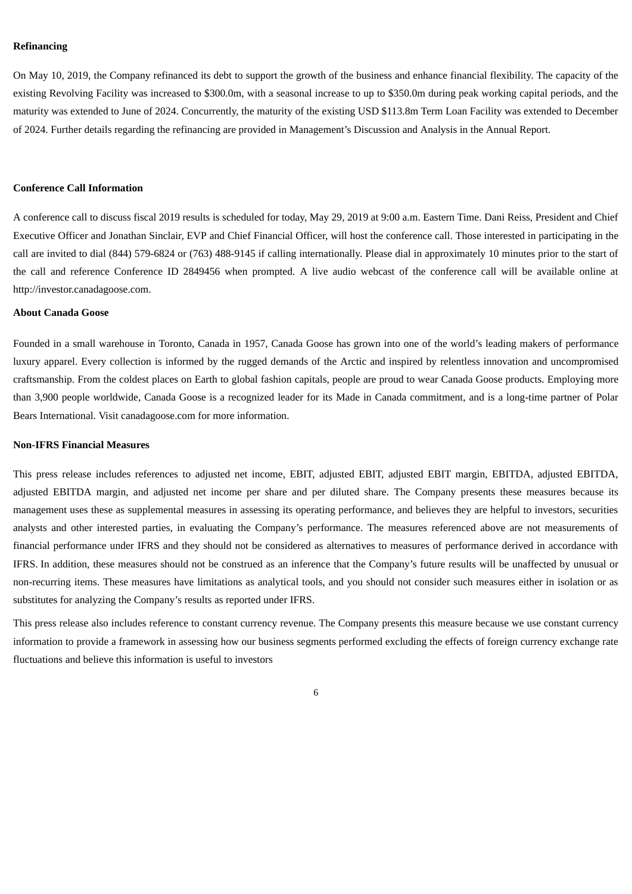**Refinancing**

On May 10, 2019, the Company refinanced its debt to support the growth of the business and enhance financial flexibility. The capacity of the existing Revolving Facility was increased to $300.0m, with a seasonal increase to up to $350.0m during peak working capital periods, and the maturity was extended to June of 2024. Concurrently, the maturity of the existing USD $113.8m Term Loan Facility was extended to December of 2024. Further details regarding the refinancing are provided in Management's Discussion and Analysis in the Annual Report.

**Conference Call Information**

A conference call to discuss fiscal 2019 results is scheduled for today, May 29, 2019 at 9:00 a.m. Eastern Time. Dani Reiss, President and Chief Executive Officer and Jonathan Sinclair, EVP and Chief Financial Officer, will host the conference call. Those interested in participating in the call are invited to dial (844) 579-6824 or (763) 488-9145 if calling internationally. Please dial in approximately 10 minutes prior to the start of the call and reference Conference ID 2849456 when prompted. A live audio webcast of the conference call will be available online at http://investor.canadagoose.com.

**About Canada Goose**

Founded in a small warehouse in Toronto, Canada in 1957, Canada Goose has grown into one of the world's leading makers of performance luxury apparel. Every collection is informed by the rugged demands of the Arctic and inspired by relentless innovation and uncompromised craftsmanship. From the coldest places on Earth to global fashion capitals, people are proud to wear Canada Goose products. Employing more than 3,900 people worldwide, Canada Goose is a recognized leader for its Made in Canada commitment, and is a long-time partner of Polar Bears International. Visit canadagoose.com for more information.

**Non-IFRS Financial Measures**

This press release includes references to adjusted net income, EBIT, adjusted EBIT, adjusted EBIT margin, EBITDA, adjusted EBITDA, adjusted EBITDA margin, and adjusted net income per share and per diluted share. The Company presents these measures because its management uses these as supplemental measures in assessing its operating performance, and believes they are helpful to investors, securities analysts and other interested parties, in evaluating the Company's performance. The measures referenced above are not measurements of financial performance under IFRS and they should not be considered as alternatives to measures of performance derived in accordance with IFRS. In addition, these measures should not be construed as an inference that the Company's future results will be unaffected by unusual or non-recurring items. These measures have limitations as analytical tools, and you should not consider such measures either in isolation or as substitutes for analyzing the Company's results as reported under IFRS.

This press release also includes reference to constant currency revenue. The Company presents this measure because we use constant currency information to provide a framework in assessing how our business segments performed excluding the effects of foreign currency exchange rate fluctuations and believe this information is useful to investors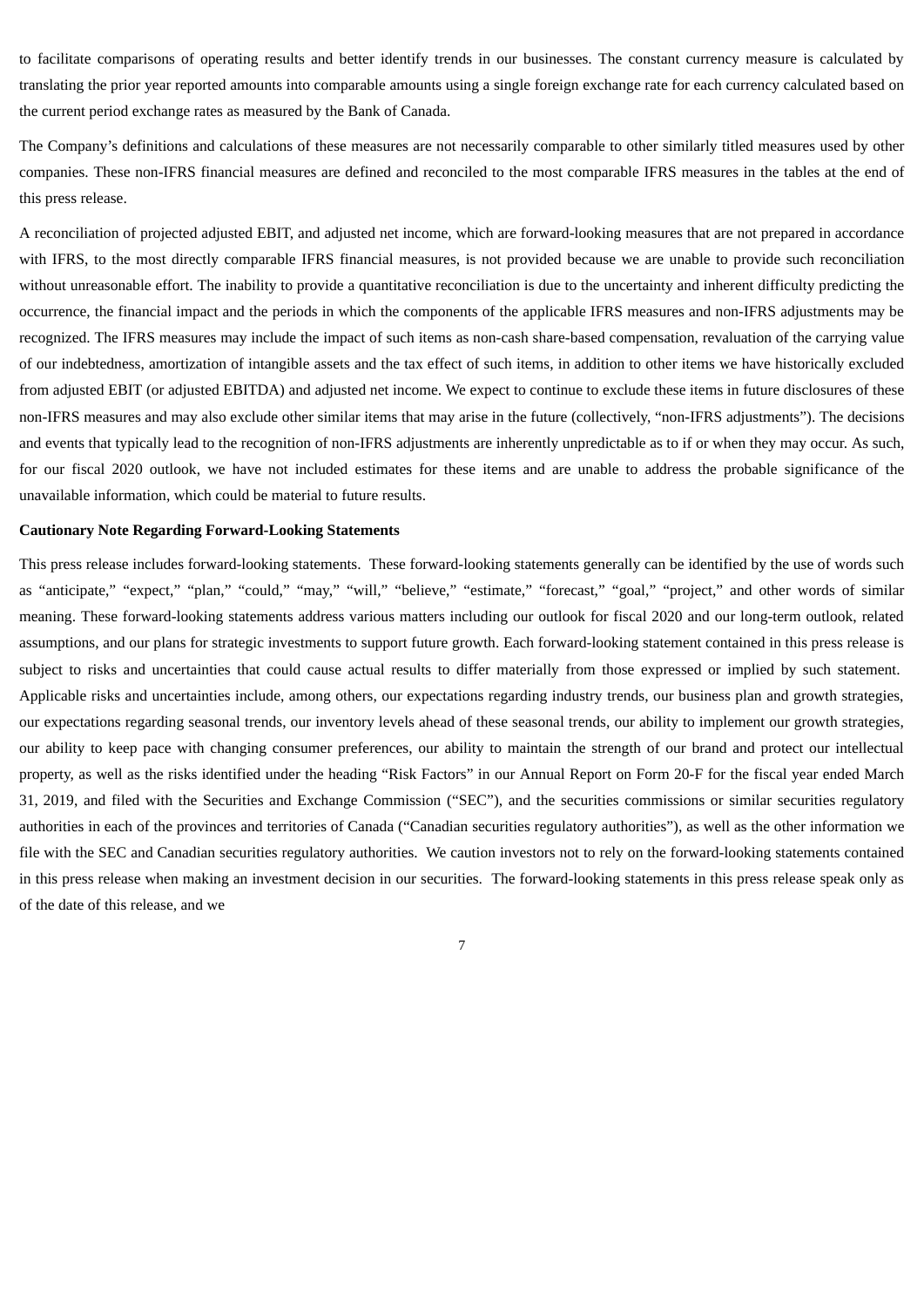to facilitate comparisons of operating results and better identify trends in our businesses. The constant currency measure is calculated by translating the prior year reported amounts into comparable amounts using a single foreign exchange rate for each currency calculated based on the current period exchange rates as measured by the Bank of Canada.

The Company's definitions and calculations of these measures are not necessarily comparable to other similarly titled measures used by other companies. These non-IFRS financial measures are defined and reconciled to the most comparable IFRS measures in the tables at the end of this press release.

A reconciliation of projected adjusted EBIT, and adjusted net income, which are forward-looking measures that are not prepared in accordance with IFRS, to the most directly comparable IFRS financial measures, is not provided because we are unable to provide such reconciliation without unreasonable effort. The inability to provide a quantitative reconciliation is due to the uncertainty and inherent difficulty predicting the occurrence, the financial impact and the periods in which the components of the applicable IFRS measures and non-IFRS adjustments may be recognized. The IFRS measures may include the impact of such items as non-cash share-based compensation, revaluation of the carrying value of our indebtedness, amortization of intangible assets and the tax effect of such items, in addition to other items we have historically excluded from adjusted EBIT (or adjusted EBITDA) and adjusted net income. We expect to continue to exclude these items in future disclosures of these non-IFRS measures and may also exclude other similar items that may arise in the future (collectively, "non-IFRS adjustments"). The decisions and events that typically lead to the recognition of non-IFRS adjustments are inherently unpredictable as to if or when they may occur. As such, for our fiscal 2020 outlook, we have not included estimates for these items and are unable to address the probable significance of the unavailable information, which could be material to future results.

**Cautionary Note Regarding Forward-Looking Statements**

This press release includes forward-looking statements. These forward-looking statements generally can be identified by the use of words such as "anticipate," "expect," "plan," "could," "may," "will," "believe," "estimate," "forecast," "goal," "project," and other words of similar meaning. These forward-looking statements address various matters including our outlook for fiscal 2020 and our long-term outlook, related assumptions, and our plans for strategic investments to support future growth. Each forward-looking statement contained in this press release is subject to risks and uncertainties that could cause actual results to differ materially from those expressed or implied by such statement. Applicable risks and uncertainties include, among others, our expectations regarding industry trends, our business plan and growth strategies, our expectations regarding seasonal trends, our inventory levels ahead of these seasonal trends, our ability to implement our growth strategies, our ability to keep pace with changing consumer preferences, our ability to maintain the strength of our brand and protect our intellectual property, as well as the risks identified under the heading "Risk Factors" in our Annual Report on Form 20-F for the fiscal year ended March 31, 2019, and filed with the Securities and Exchange Commission ("SEC"), and the securities commissions or similar securities regulatory authorities in each of the provinces and territories of Canada ("Canadian securities regulatory authorities"), as well as the other information we file with the SEC and Canadian securities regulatory authorities. We caution investors not to rely on the forward-looking statements contained in this press release when making an investment decision in our securities. The forward-looking statements in this press release speak only as of the date of this release, and we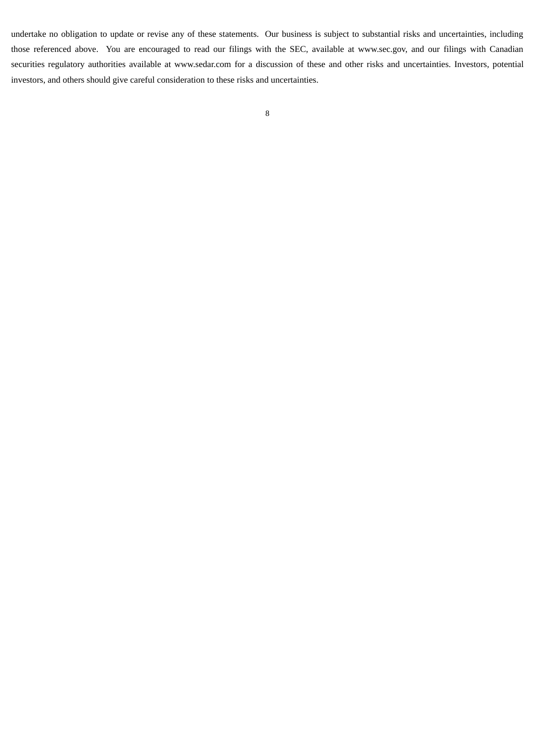undertake no obligation to update or revise any of these statements. Our business is subject to substantial risks and uncertainties, including those referenced above. You are encouraged to read our filings with the SEC, available at www.sec.gov, and our filings with Canadian securities regulatory authorities available at www.sedar.com for a discussion of these and other risks and uncertainties. Investors, potential investors, and others should give careful consideration to these risks and uncertainties.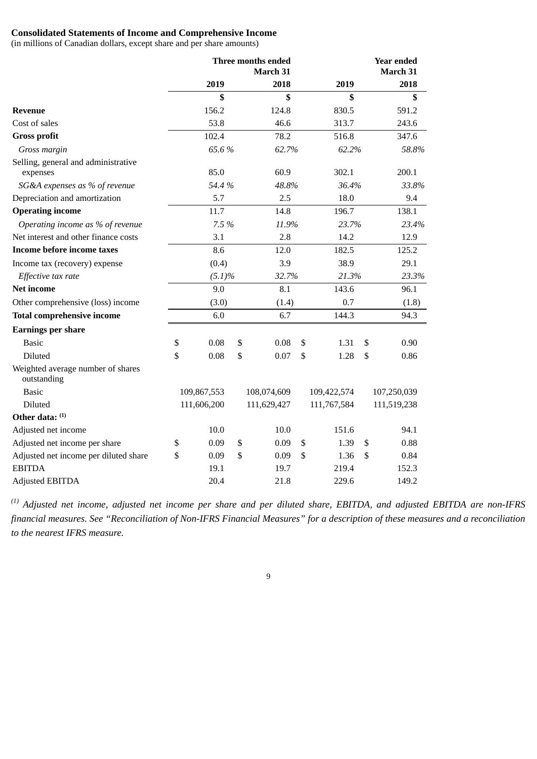**Consolidated Statements of Income and Comprehensive Income**
(in millions of Canadian dollars, except share and per share amounts)

| | Three months ended March 31 | | Year ended March 31 | |
|---|---|---|---|---|
| | 2019 | 2018 | 2019 | 2018 |
| | $ | $ | $ | $ |
| **Revenue** | 156.2 | 124.8 | 830.5 | 591.2 |
| Cost of sales | 53.8 | 46.6 | 313.7 | 243.6 |
| **Gross profit** | 102.4 | 78.2 | 516.8 | 347.6 |
| *Gross margin* | *65.6 %* | *62.7%* | *62.2%* | *58.8%* |
| Selling, general and administrative expenses | 85.0 | 60.9 | 302.1 | 200.1 |
| *SG&A expenses as % of revenue* | *54.4 %* | *48.8%* | *36.4%* | *33.8%* |
| Depreciation and amortization | 5.7 | 2.5 | 18.0 | 9.4 |
| **Operating income** | 11.7 | 14.8 | 196.7 | 138.1 |
| *Operating income as % of revenue* | *7.5 %* | *11.9%* | *23.7%* | *23.4%* |
| Net interest and other finance costs | 3.1 | 2.8 | 14.2 | 12.9 |
| **Income before income taxes** | 8.6 | 12.0 | 182.5 | 125.2 |
| Income tax (recovery) expense | (0.4) | 3.9 | 38.9 | 29.1 |
| *Effective tax rate* | *(5.1)%* | *32.7%* | *21.3%* | *23.3%* |
| **Net income** | 9.0 | 8.1 | 143.6 | 96.1 |
| Other comprehensive (loss) income | (3.0) | (1.4) | 0.7 | (1.8) |
| **Total comprehensive income** | 6.0 | 6.7 | 144.3 | 94.3 |
| **Earnings per share** | | | | |
| Basic | $ 0.08 | $ 0.08 | $ 1.31 | $ 0.90 |
| Diluted | $ 0.08 | $ 0.07 | $ 1.28 | $ 0.86 |
| Weighted average number of shares outstanding | | | | |
| Basic | 109,867,553 | 108,074,609 | 109,422,574 | 107,250,039 |
| Diluted | 111,606,200 | 111,629,427 | 111,767,584 | 111,519,238 |
| **Other data:** [(1)] | | | | |
| Adjusted net income | 10.0 | 10.0 | 151.6 | 94.1 |
| Adjusted net income per share | $ 0.09 | $ 0.09 | $ 1.39 | $ 0.88 |
| Adjusted net income per diluted share | $ 0.09 | $ 0.09 | $ 1.36 | $ 0.84 |
| EBITDA | 19.1 | 19.7 | 219.4 | 152.3 |
| Adjusted EBITDA | 20.4 | 21.8 | 229.6 | 149.2 |

*[(1)] Adjusted net income, adjusted net income per share and per diluted share, EBITDA, and adjusted EBITDA are non-IFRS financial measures. See "Reconciliation of Non-IFRS Financial Measures" for a description of these measures and a reconciliation to the nearest IFRS measure.*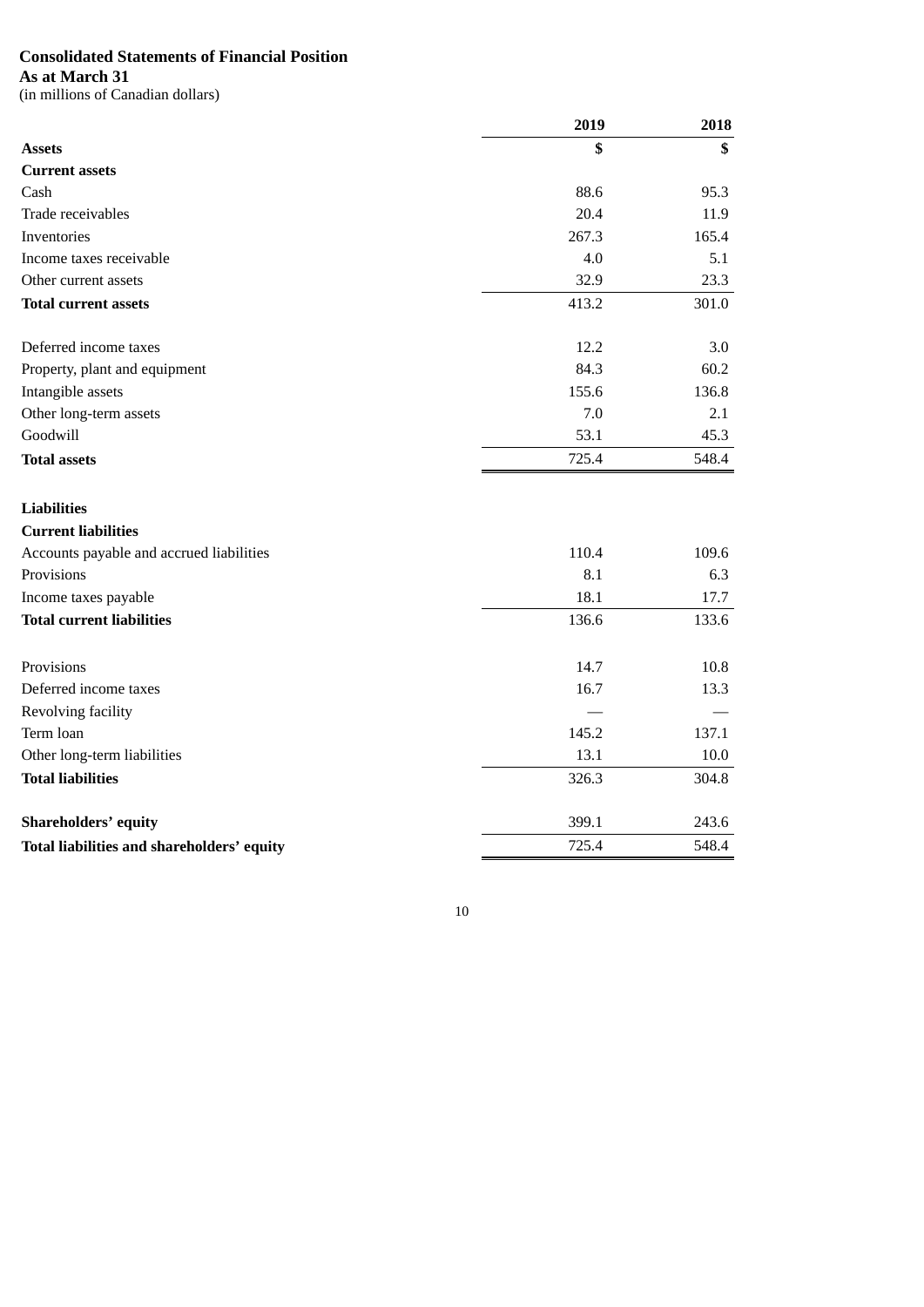**Consolidated Statements of Financial Position**

**As at March 31**

(in millions of Canadian dollars)

| | 2019 | 2018 |
|---|---|---|
| **Assets** | **$** | **$** |
| **Current assets** | | |
| Cash | 88.6 | 95.3 |
| Trade receivables | 20.4 | 11.9 |
| Inventories | 267.3 | 165.4 |
| Income taxes receivable | 4.0 | 5.1 |
| Other current assets | 32.9 | 23.3 |
| **Total current assets** | 413.2 | 301.0 |
| | | |
| Deferred income taxes | 12.2 | 3.0 |
| Property, plant and equipment | 84.3 | 60.2 |
| Intangible assets | 155.6 | 136.8 |
| Other long-term assets | 7.0 | 2.1 |
| Goodwill | 53.1 | 45.3 |
| **Total assets** | 725.4 | 548.4 |
| | | |
| **Liabilities** | | |
| **Current liabilities** | | |
| Accounts payable and accrued liabilities | 110.4 | 109.6 |
| Provisions | 8.1 | 6.3 |
| Income taxes payable | 18.1 | 17.7 |
| **Total current liabilities** | 136.6 | 133.6 |
| | | |
| Provisions | 14.7 | 10.8 |
| Deferred income taxes | 16.7 | 13.3 |
| Revolving facility | — | — |
| Term loan | 145.2 | 137.1 |
| Other long-term liabilities | 13.1 | 10.0 |
| **Total liabilities** | 326.3 | 304.8 |
| | | |
| **Shareholders' equity** | 399.1 | 243.6 |
| **Total liabilities and shareholders' equity** | 725.4 | 548.4 |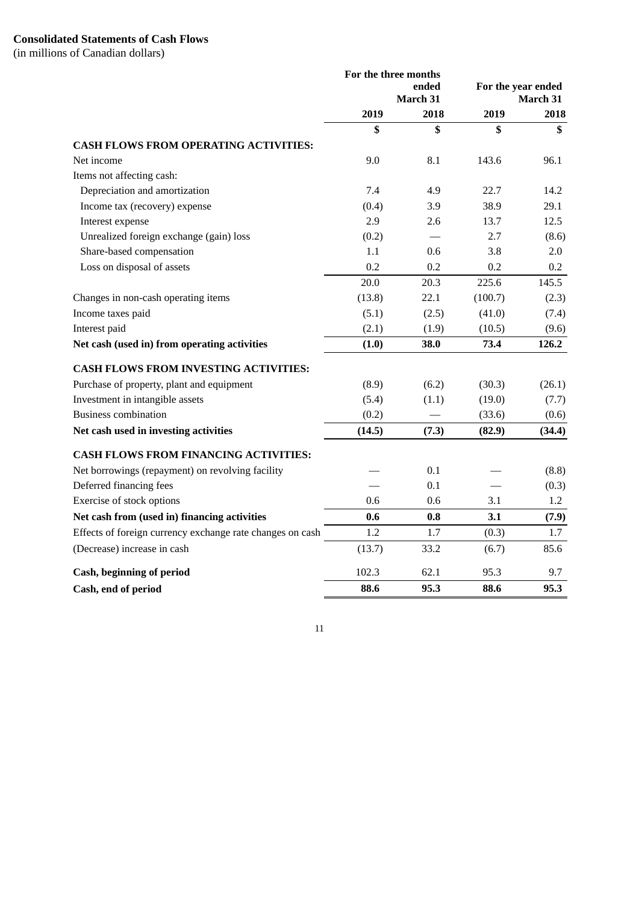**Consolidated Statements of Cash Flows**
(in millions of Canadian dollars)

| | For the three months ended March 31 | | For the year ended March 31 | |
|---|---|---|---|---|
| | 2019 | 2018 | 2019 | 2018 |
| | $ | $ | $ | $ |
| **CASH FLOWS FROM OPERATING ACTIVITIES:** | | | | |
| Net income | 9.0 | 8.1 | 143.6 | 96.1 |
| Items not affecting cash: | | | | |
| Depreciation and amortization | 7.4 | 4.9 | 22.7 | 14.2 |
| Income tax (recovery) expense | (0.4) | 3.9 | 38.9 | 29.1 |
| Interest expense | 2.9 | 2.6 | 13.7 | 12.5 |
| Unrealized foreign exchange (gain) loss | (0.2) | — | 2.7 | (8.6) |
| Share-based compensation | 1.1 | 0.6 | 3.8 | 2.0 |
| Loss on disposal of assets | 0.2 | 0.2 | 0.2 | 0.2 |
| | 20.0 | 20.3 | 225.6 | 145.5 |
| Changes in non-cash operating items | (13.8) | 22.1 | (100.7) | (2.3) |
| Income taxes paid | (5.1) | (2.5) | (41.0) | (7.4) |
| Interest paid | (2.1) | (1.9) | (10.5) | (9.6) |
| **Net cash (used in) from operating activities** | **(1.0)** | **38.0** | **73.4** | **126.2** |
| **CASH FLOWS FROM INVESTING ACTIVITIES:** | | | | |
| Purchase of property, plant and equipment | (8.9) | (6.2) | (30.3) | (26.1) |
| Investment in intangible assets | (5.4) | (1.1) | (19.0) | (7.7) |
| Business combination | (0.2) | — | (33.6) | (0.6) |
| **Net cash used in investing activities** | **(14.5)** | **(7.3)** | **(82.9)** | **(34.4)** |
| **CASH FLOWS FROM FINANCING ACTIVITIES:** | | | | |
| Net borrowings (repayment) on revolving facility | — | 0.1 | — | (8.8) |
| Deferred financing fees | — | 0.1 | — | (0.3) |
| Exercise of stock options | 0.6 | 0.6 | 3.1 | 1.2 |
| **Net cash from (used in) financing activities** | **0.6** | **0.8** | **3.1** | **(7.9)** |
| Effects of foreign currency exchange rate changes on cash | 1.2 | 1.7 | (0.3) | 1.7 |
| (Decrease) increase in cash | (13.7) | 33.2 | (6.7) | 85.6 |
| **Cash, beginning of period** | 102.3 | 62.1 | 95.3 | 9.7 |
| **Cash, end of period** | **88.6** | **95.3** | **88.6** | **95.3** |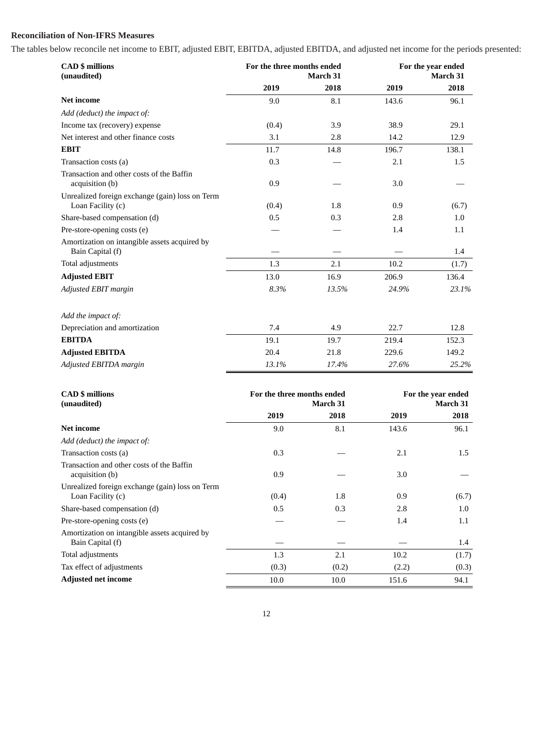**Reconciliation of Non-IFRS Measures**

The tables below reconcile net income to EBIT, adjusted EBIT, EBITDA, adjusted EBITDA, and adjusted net income for the periods presented:

| CAD $ millions (unaudited) | For the three months ended March 31 | | For the year ended March 31 | |
|---|---|---|---|---|
| | 2019 | 2018 | 2019 | 2018 |
| **Net income** | 9.0 | 8.1 | 143.6 | 96.1 |
| *Add (deduct) the impact of:* | | | | |
| Income tax (recovery) expense | (0.4) | 3.9 | 38.9 | 29.1 |
| Net interest and other finance costs | 3.1 | 2.8 | 14.2 | 12.9 |
| **EBIT** | 11.7 | 14.8 | 196.7 | 138.1 |
| Transaction costs (a) | 0.3 | — | 2.1 | 1.5 |
| Transaction and other costs of the Baffin acquisition (b) | 0.9 | — | 3.0 | — |
| Unrealized foreign exchange (gain) loss on Term Loan Facility (c) | (0.4) | 1.8 | 0.9 | (6.7) |
| Share-based compensation (d) | 0.5 | 0.3 | 2.8 | 1.0 |
| Pre-store-opening costs (e) | — | — | 1.4 | 1.1 |
| Amortization on intangible assets acquired by Bain Capital (f) | — | — | — | 1.4 |
| Total adjustments | 1.3 | 2.1 | 10.2 | (1.7) |
| **Adjusted EBIT** | 13.0 | 16.9 | 206.9 | 136.4 |
| *Adjusted EBIT margin* | *8.3%* | *13.5%* | *24.9%* | *23.1%* |
| | | | | |
| *Add the impact of:* | | | | |
| Depreciation and amortization | 7.4 | 4.9 | 22.7 | 12.8 |
| **EBITDA** | 19.1 | 19.7 | 219.4 | 152.3 |
| **Adjusted EBITDA** | 20.4 | 21.8 | 229.6 | 149.2 |
| *Adjusted EBITDA margin* | *13.1%* | *17.4%* | *27.6%* | *25.2%* |

| CAD $ millions (unaudited) | For the three months ended March 31 | | For the year ended March 31 | |
|---|---|---|---|---|
| | 2019 | 2018 | 2019 | 2018 |
| **Net income** | 9.0 | 8.1 | 143.6 | 96.1 |
| *Add (deduct) the impact of:* | | | | |
| Transaction costs (a) | 0.3 | — | 2.1 | 1.5 |
| Transaction and other costs of the Baffin acquisition (b) | 0.9 | — | 3.0 | — |
| Unrealized foreign exchange (gain) loss on Term Loan Facility (c) | (0.4) | 1.8 | 0.9 | (6.7) |
| Share-based compensation (d) | 0.5 | 0.3 | 2.8 | 1.0 |
| Pre-store-opening costs (e) | — | — | 1.4 | 1.1 |
| Amortization on intangible assets acquired by Bain Capital (f) | — | — | — | 1.4 |
| Total adjustments | 1.3 | 2.1 | 10.2 | (1.7) |
| Tax effect of adjustments | (0.3) | (0.2) | (2.2) | (0.3) |
| **Adjusted net income** | 10.0 | 10.0 | 151.6 | 94.1 |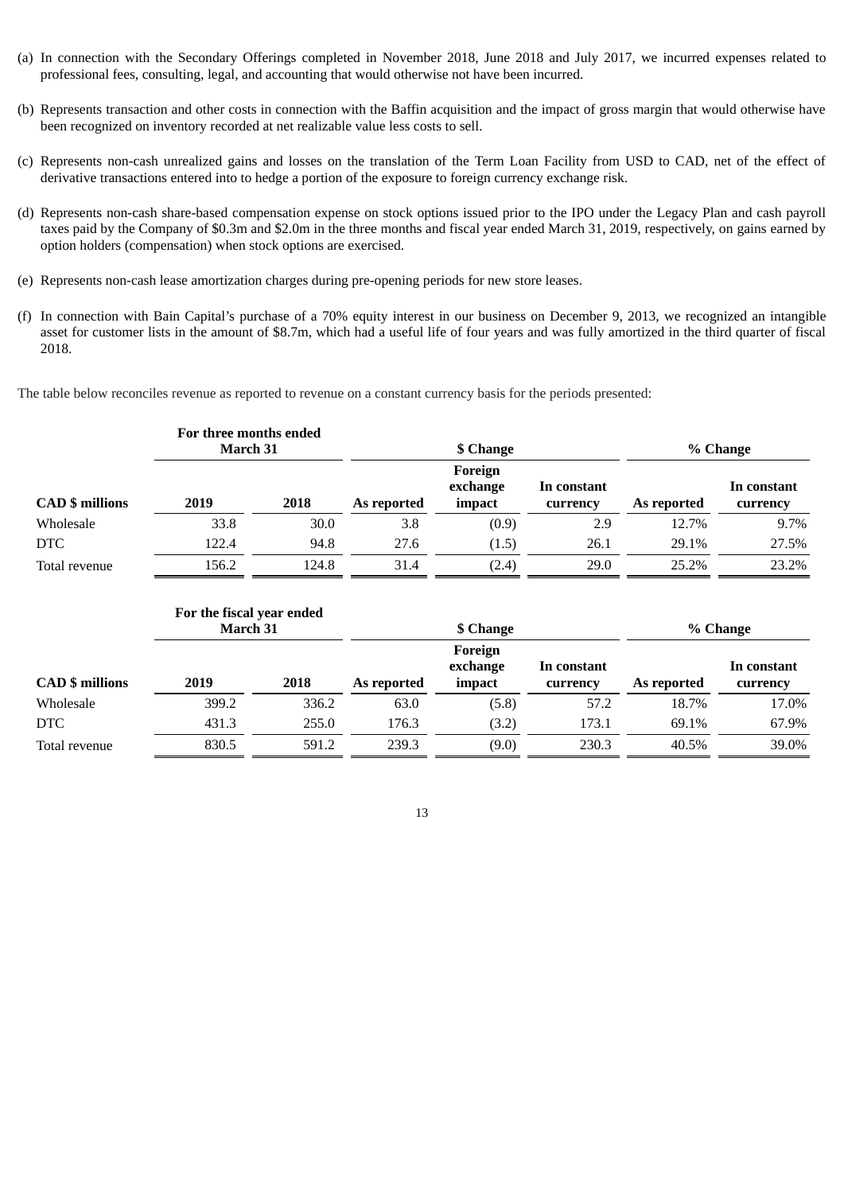(a) In connection with the Secondary Offerings completed in November 2018, June 2018 and July 2017, we incurred expenses related to professional fees, consulting, legal, and accounting that would otherwise not have been incurred.

(b) Represents transaction and other costs in connection with the Baffin acquisition and the impact of gross margin that would otherwise have been recognized on inventory recorded at net realizable value less costs to sell.

(c) Represents non-cash unrealized gains and losses on the translation of the Term Loan Facility from USD to CAD, net of the effect of derivative transactions entered into to hedge a portion of the exposure to foreign currency exchange risk.

(d) Represents non-cash share-based compensation expense on stock options issued prior to the IPO under the Legacy Plan and cash payroll taxes paid by the Company of \$0.3m and \$2.0m in the three months and fiscal year ended March 31, 2019, respectively, on gains earned by option holders (compensation) when stock options are exercised.

(e) Represents non-cash lease amortization charges during pre-opening periods for new store leases.

(f) In connection with Bain Capital's purchase of a 70% equity interest in our business on December 9, 2013, we recognized an intangible asset for customer lists in the amount of \$8.7m, which had a useful life of four years and was fully amortized in the third quarter of fiscal 2018.

The table below reconciles revenue as reported to revenue on a constant currency basis for the periods presented:

| | For three months ended March 31 | | \$ Change | | | % Change | |
|---|---|---|---|---|---|---|---|
| **CAD \$ millions** | **2019** | **2018** | **As reported** | **Foreign exchange impact** | **In constant currency** | **As reported** | **In constant currency** |
| Wholesale | 33.8 | 30.0 | 3.8 | (0.9) | 2.9 | 12.7% | 9.7% |
| DTC | 122.4 | 94.8 | 27.6 | (1.5) | 26.1 | 29.1% | 27.5% |
| Total revenue | 156.2 | 124.8 | 31.4 | (2.4) | 29.0 | 25.2% | 23.2% |

| | For the fiscal year ended March 31 | | \$ Change | | | % Change | |
|---|---|---|---|---|---|---|---|
| **CAD \$ millions** | **2019** | **2018** | **As reported** | **Foreign exchange impact** | **In constant currency** | **As reported** | **In constant currency** |
| Wholesale | 399.2 | 336.2 | 63.0 | (5.8) | 57.2 | 18.7% | 17.0% |
| DTC | 431.3 | 255.0 | 176.3 | (3.2) | 173.1 | 69.1% | 67.9% |
| Total revenue | 830.5 | 591.2 | 239.3 | (9.0) | 230.3 | 40.5% | 39.0% |